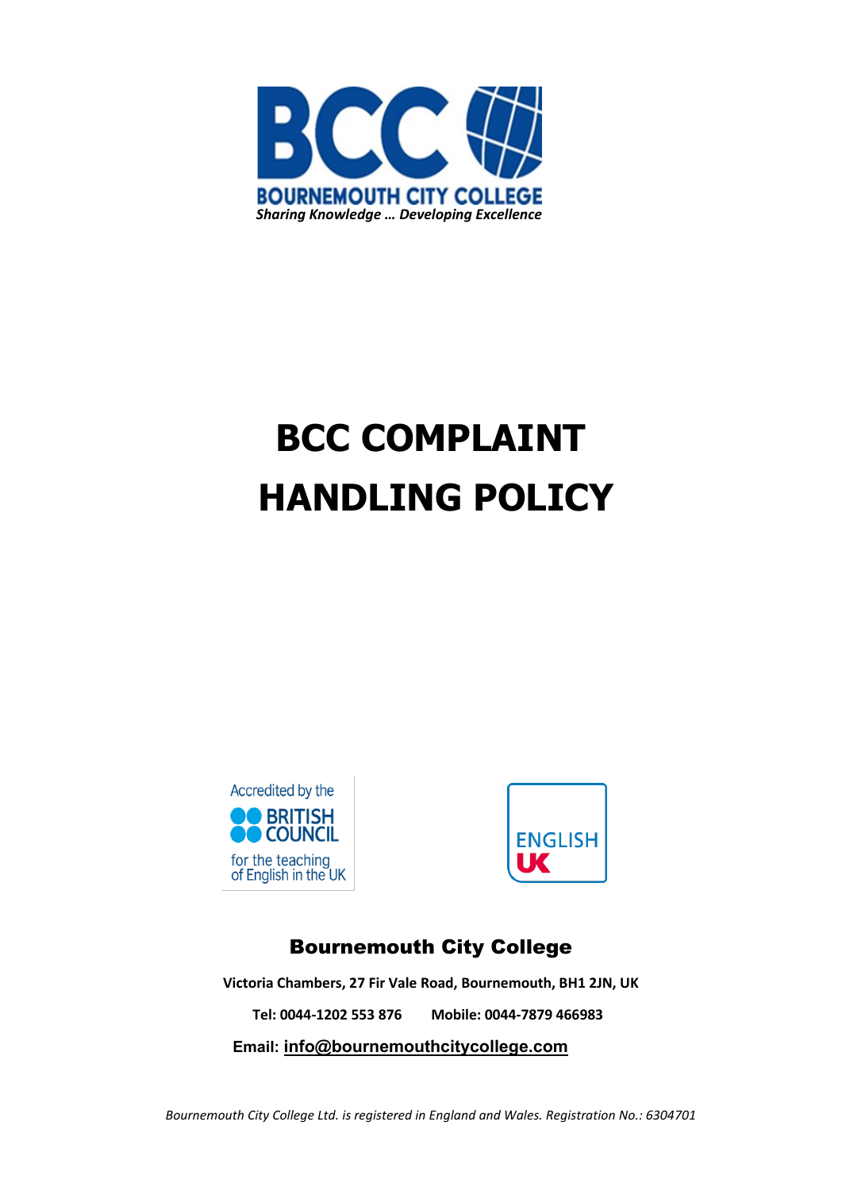BCC

BOURNEMOUTH CITY COLLEGE

*Sharing Knowledge … Developing Excellence*

# BCC COMPLAINT HANDLING POLICY

Accredited by the BRITISH COUNCIL for the teaching of English in the UK

ENGLISH UK

**Bournemouth City College**

**Victoria Chambers, 27 Fir Vale Road, Bournemouth, BH1 2JN, UK**

**Tel: 0044-1202 553 876 Mobile: 0044-7879 466983**

**Email: info@bournemouthcitycollege.com**

*Bournemouth City College Ltd. is registered in England and Wales. Registration No.: 6304701*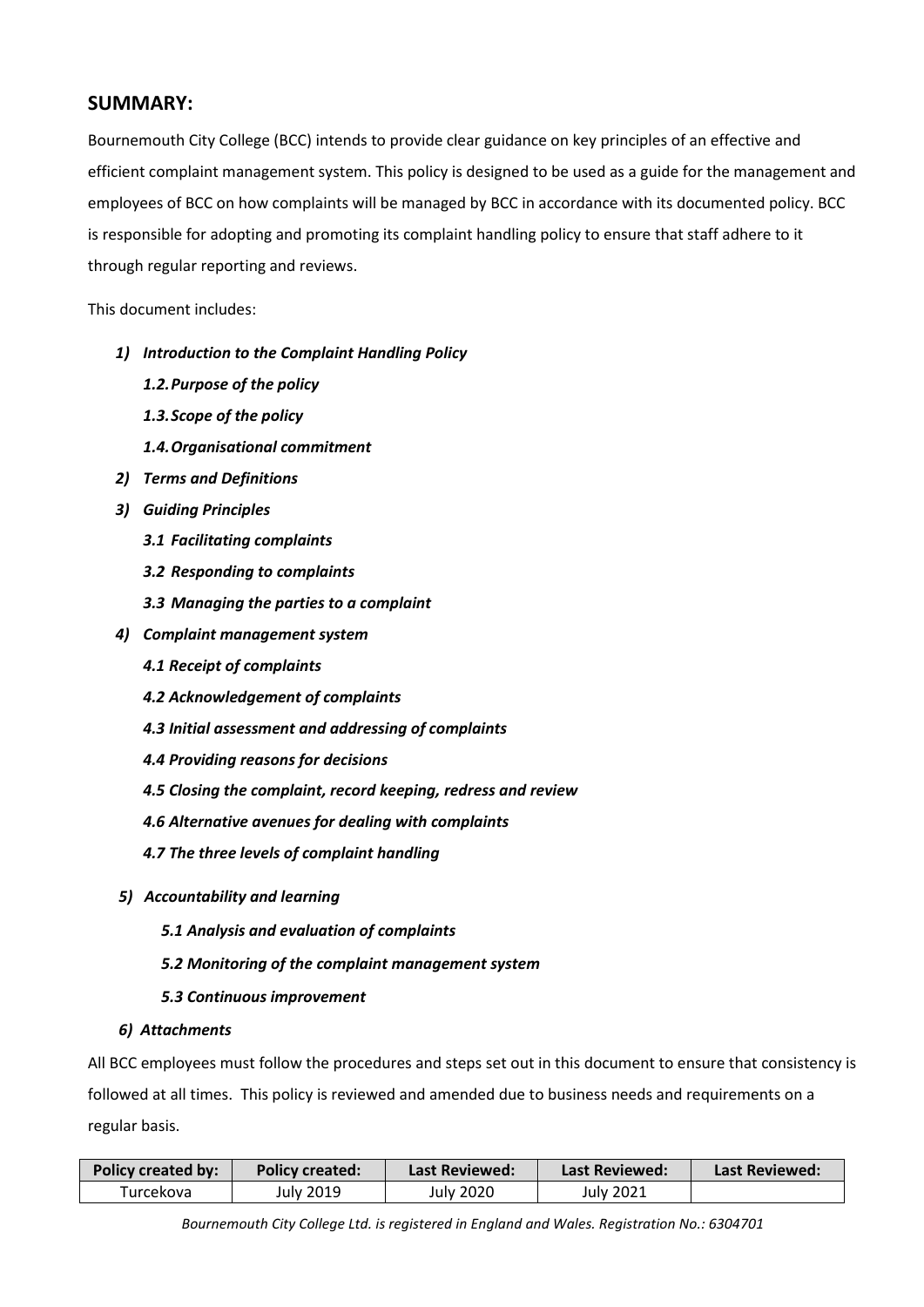## SUMMARY:

Bournemouth City College (BCC) intends to provide clear guidance on key principles of an effective and efficient complaint management system. This policy is designed to be used as a guide for the management and employees of BCC on how complaints will be managed by BCC in accordance with its documented policy. BCC is responsible for adopting and promoting its complaint handling policy to ensure that staff adhere to it through regular reporting and reviews.

This document includes:

1) ***Introduction to the Complaint Handling Policy***
   - ***1.2. Purpose of the policy***
   - ***1.3. Scope of the policy***
   - ***1.4. Organisational commitment***
2) ***Terms and Definitions***
3) ***Guiding Principles***
   - ***3.1 Facilitating complaints***
   - ***3.2 Responding to complaints***
   - ***3.3 Managing the parties to a complaint***
4) ***Complaint management system***
   - ***4.1 Receipt of complaints***
   - ***4.2 Acknowledgement of complaints***
   - ***4.3 Initial assessment and addressing of complaints***
   - ***4.4 Providing reasons for decisions***
   - ***4.5 Closing the complaint, record keeping, redress and review***
   - ***4.6 Alternative avenues for dealing with complaints***
   - ***4.7 The three levels of complaint handling***
5) ***Accountability and learning***
   - ***5.1 Analysis and evaluation of complaints***
   - ***5.2 Monitoring of the complaint management system***
   - ***5.3 Continuous improvement***
6) ***Attachments***

All BCC employees must follow the procedures and steps set out in this document to ensure that consistency is followed at all times. This policy is reviewed and amended due to business needs and requirements on a regular basis.

| Policy created by: | Policy created: | Last Reviewed: | Last Reviewed: | Last Reviewed: |
| --- | --- | --- | --- | --- |
| Turcekova | July 2019 | July 2020 | July 2021 | |

*Bournemouth City College Ltd. is registered in England and Wales. Registration No.: 6304701*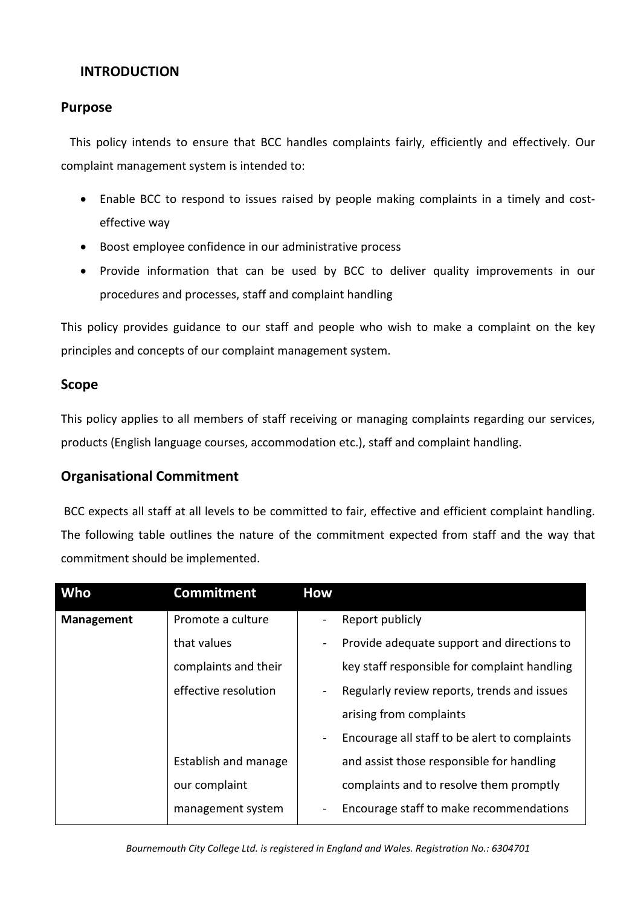## INTRODUCTION

### Purpose

This policy intends to ensure that BCC handles complaints fairly, efficiently and effectively. Our complaint management system is intended to:

- Enable BCC to respond to issues raised by people making complaints in a timely and cost-effective way
- Boost employee confidence in our administrative process
- Provide information that can be used by BCC to deliver quality improvements in our procedures and processes, staff and complaint handling

This policy provides guidance to our staff and people who wish to make a complaint on the key principles and concepts of our complaint management system.

### Scope

This policy applies to all members of staff receiving or managing complaints regarding our services, products (English language courses, accommodation etc.), staff and complaint handling.

### Organisational Commitment

BCC expects all staff at all levels to be committed to fair, effective and efficient complaint handling. The following table outlines the nature of the commitment expected from staff and the way that commitment should be implemented.

| Who | Commitment | How |
|---|---|---|
| **Management** | Promote a culture that values complaints and their effective resolution<br><br>Establish and manage our complaint management system | - Report publicly<br>- Provide adequate support and directions to key staff responsible for complaint handling<br>- Regularly review reports, trends and issues arising from complaints<br>- Encourage all staff to be alert to complaints and assist those responsible for handling complaints and to resolve them promptly<br>- Encourage staff to make recommendations |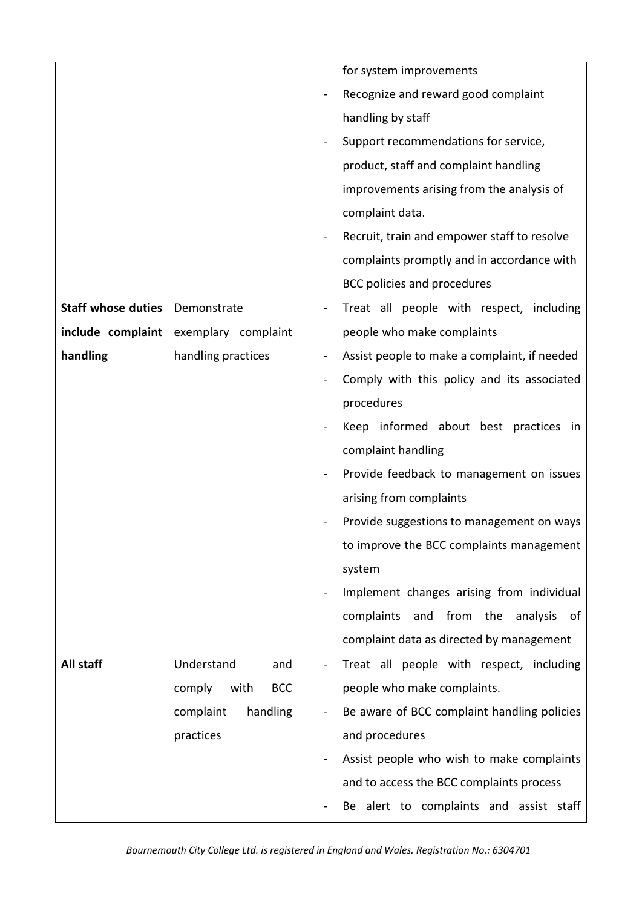| | | |
|---|---|---|
| | | for system improvements<br>- Recognize and reward good complaint handling by staff<br>- Support recommendations for service, product, staff and complaint handling improvements arising from the analysis of complaint data.<br>- Recruit, train and empower staff to resolve complaints promptly and in accordance with BCC policies and procedures |
| **Staff whose duties include complaint handling** | Demonstrate exemplary complaint handling practices | - Treat all people with respect, including people who make complaints<br>- Assist people to make a complaint, if needed<br>- Comply with this policy and its associated procedures<br>- Keep informed about best practices in complaint handling<br>- Provide feedback to management on issues arising from complaints<br>- Provide suggestions to management on ways to improve the BCC complaints management system<br>- Implement changes arising from individual complaints and from the analysis of complaint data as directed by management |
| **All staff** | Understand and comply with BCC complaint handling practices | - Treat all people with respect, including people who make complaints.<br>- Be aware of BCC complaint handling policies and procedures<br>- Assist people who wish to make complaints and to access the BCC complaints process<br>- Be alert to complaints and assist staff |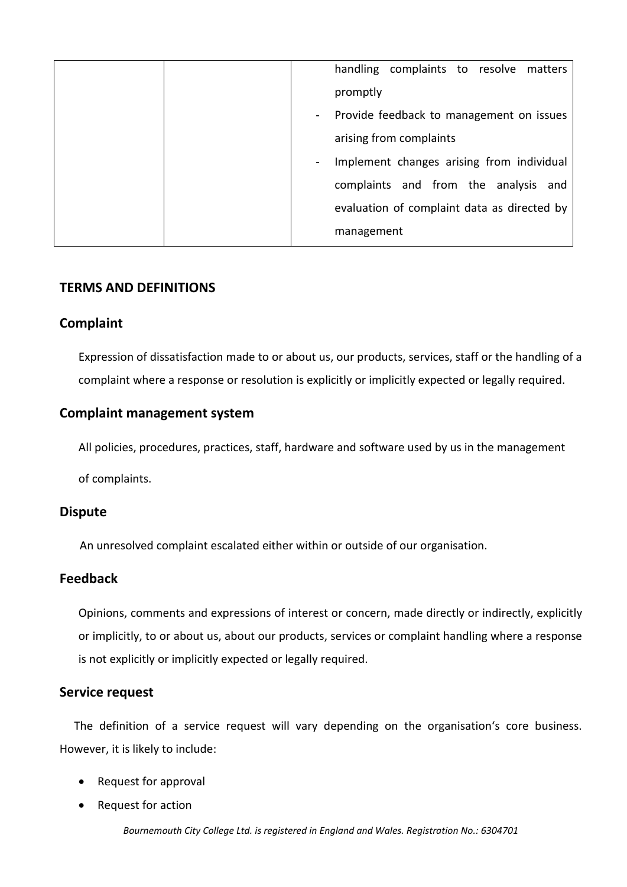|  |  | handling complaints to resolve matters promptly<br>- Provide feedback to management on issues arising from complaints<br>- Implement changes arising from individual complaints and from the analysis and evaluation of complaint data as directed by management |
| --- | --- | --- |

## TERMS AND DEFINITIONS

### Complaint

Expression of dissatisfaction made to or about us, our products, services, staff or the handling of a complaint where a response or resolution is explicitly or implicitly expected or legally required.

### Complaint management system

All policies, procedures, practices, staff, hardware and software used by us in the management of complaints.

### Dispute

An unresolved complaint escalated either within or outside of our organisation.

### Feedback

Opinions, comments and expressions of interest or concern, made directly or indirectly, explicitly or implicitly, to or about us, about our products, services or complaint handling where a response is not explicitly or implicitly expected or legally required.

### Service request

The definition of a service request will vary depending on the organisation's core business. However, it is likely to include:

- Request for approval
- Request for action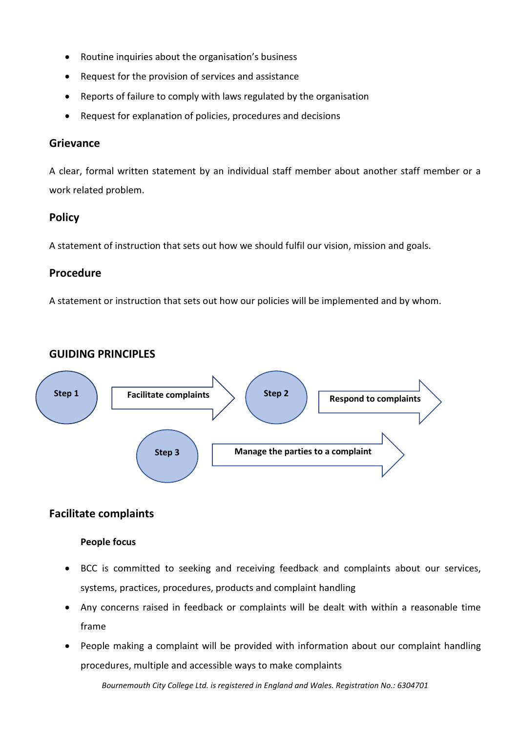- Routine inquiries about the organisation's business
- Request for the provision of services and assistance
- Reports of failure to comply with laws regulated by the organisation
- Request for explanation of policies, procedures and decisions

### Grievance

A clear, formal written statement by an individual staff member about another staff member or a work related problem.

### Policy

A statement of instruction that sets out how we should fulfil our vision, mission and goals.

### Procedure

A statement or instruction that sets out how our policies will be implemented and by whom.

## GUIDING PRINCIPLES

**Step 1** → **Facilitate complaints**

**Step 2** → **Respond to complaints**

**Step 3** → **Manage the parties to a complaint**

### Facilitate complaints

**People focus**

- BCC is committed to seeking and receiving feedback and complaints about our services, systems, practices, procedures, products and complaint handling
- Any concerns raised in feedback or complaints will be dealt with within a reasonable time frame
- People making a complaint will be provided with information about our complaint handling procedures, multiple and accessible ways to make complaints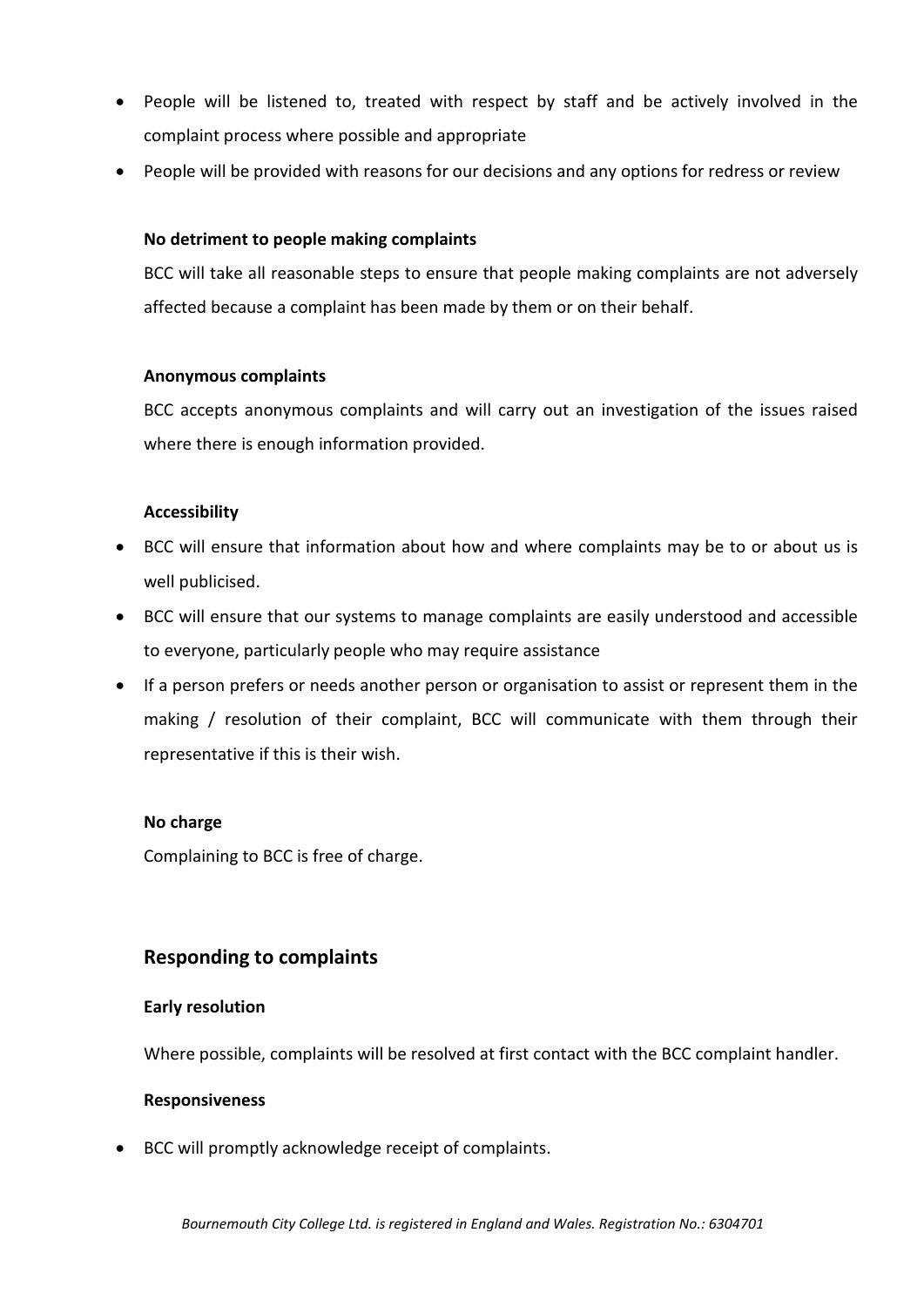- People will be listened to, treated with respect by staff and be actively involved in the complaint process where possible and appropriate
- People will be provided with reasons for our decisions and any options for redress or review

**No detriment to people making complaints**

BCC will take all reasonable steps to ensure that people making complaints are not adversely affected because a complaint has been made by them or on their behalf.

**Anonymous complaints**

BCC accepts anonymous complaints and will carry out an investigation of the issues raised where there is enough information provided.

**Accessibility**

- BCC will ensure that information about how and where complaints may be to or about us is well publicised.
- BCC will ensure that our systems to manage complaints are easily understood and accessible to everyone, particularly people who may require assistance
- If a person prefers or needs another person or organisation to assist or represent them in the making / resolution of their complaint, BCC will communicate with them through their representative if this is their wish.

**No charge**

Complaining to BCC is free of charge.

## Responding to complaints

**Early resolution**

Where possible, complaints will be resolved at first contact with the BCC complaint handler.

**Responsiveness**

- BCC will promptly acknowledge receipt of complaints.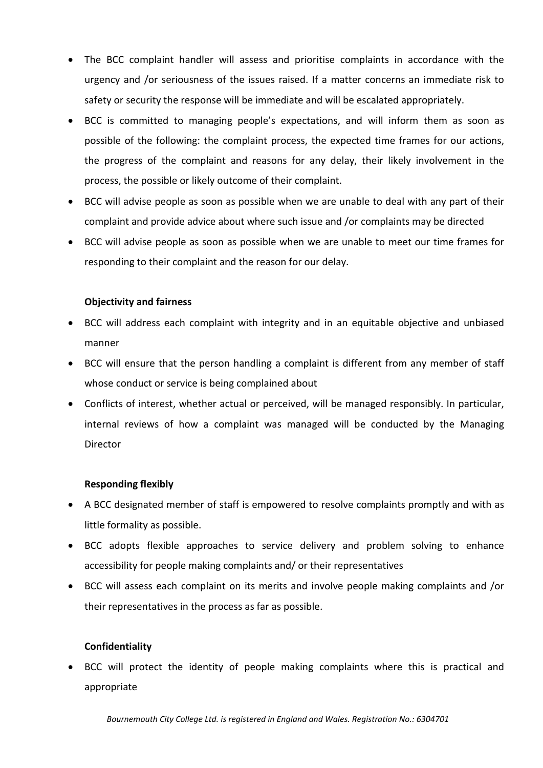- The BCC complaint handler will assess and prioritise complaints in accordance with the urgency and /or seriousness of the issues raised. If a matter concerns an immediate risk to safety or security the response will be immediate and will be escalated appropriately.
- BCC is committed to managing people's expectations, and will inform them as soon as possible of the following: the complaint process, the expected time frames for our actions, the progress of the complaint and reasons for any delay, their likely involvement in the process, the possible or likely outcome of their complaint.
- BCC will advise people as soon as possible when we are unable to deal with any part of their complaint and provide advice about where such issue and /or complaints may be directed
- BCC will advise people as soon as possible when we are unable to meet our time frames for responding to their complaint and the reason for our delay.

**Objectivity and fairness**

- BCC will address each complaint with integrity and in an equitable objective and unbiased manner
- BCC will ensure that the person handling a complaint is different from any member of staff whose conduct or service is being complained about
- Conflicts of interest, whether actual or perceived, will be managed responsibly. In particular, internal reviews of how a complaint was managed will be conducted by the Managing Director

**Responding flexibly**

- A BCC designated member of staff is empowered to resolve complaints promptly and with as little formality as possible.
- BCC adopts flexible approaches to service delivery and problem solving to enhance accessibility for people making complaints and/ or their representatives
- BCC will assess each complaint on its merits and involve people making complaints and /or their representatives in the process as far as possible.

**Confidentiality**

- BCC will protect the identity of people making complaints where this is practical and appropriate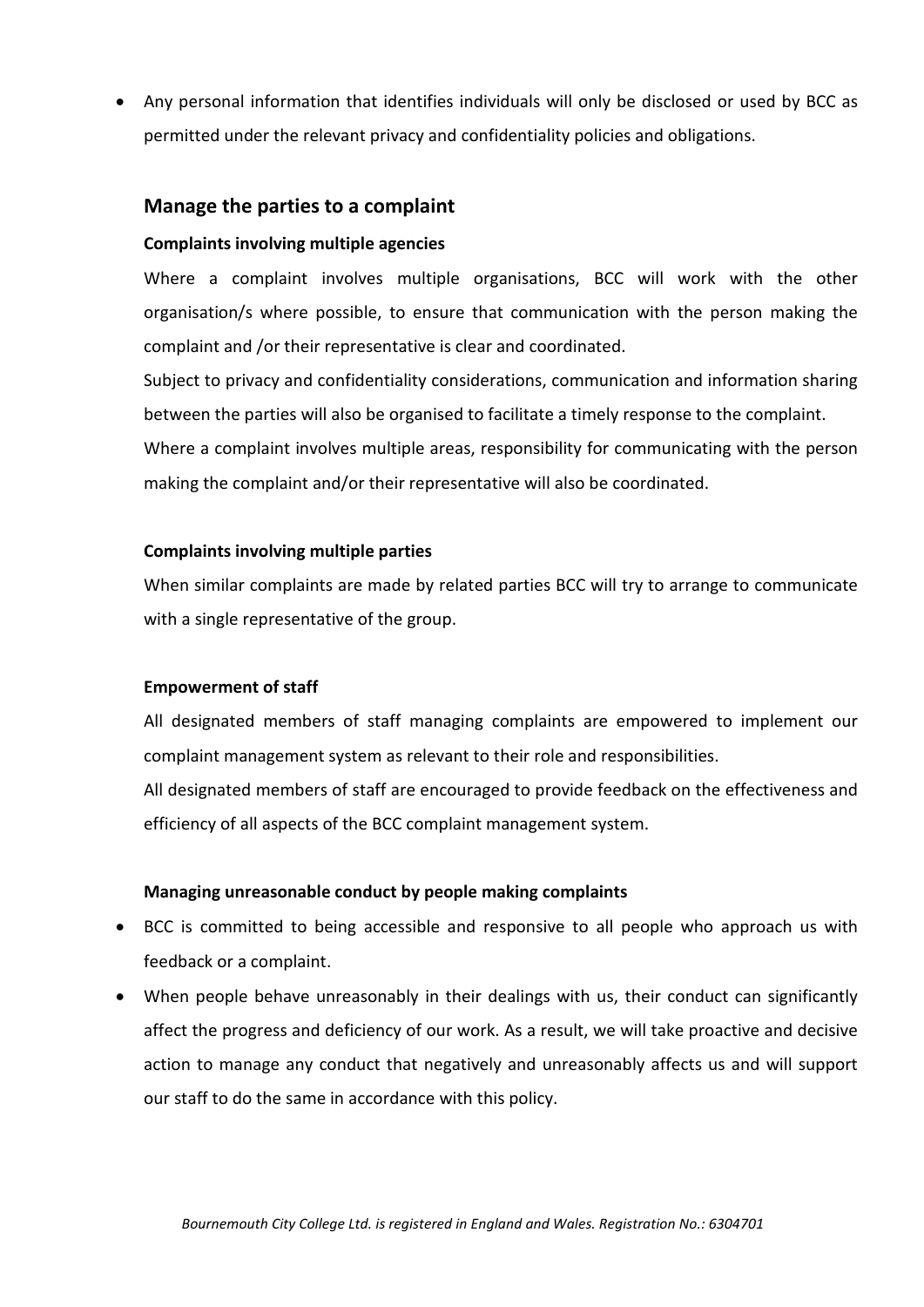- Any personal information that identifies individuals will only be disclosed or used by BCC as permitted under the relevant privacy and confidentiality policies and obligations.

## Manage the parties to a complaint

**Complaints involving multiple agencies**

Where a complaint involves multiple organisations, BCC will work with the other organisation/s where possible, to ensure that communication with the person making the complaint and /or their representative is clear and coordinated.

Subject to privacy and confidentiality considerations, communication and information sharing between the parties will also be organised to facilitate a timely response to the complaint.

Where a complaint involves multiple areas, responsibility for communicating with the person making the complaint and/or their representative will also be coordinated.

**Complaints involving multiple parties**

When similar complaints are made by related parties BCC will try to arrange to communicate with a single representative of the group.

**Empowerment of staff**

All designated members of staff managing complaints are empowered to implement our complaint management system as relevant to their role and responsibilities.

All designated members of staff are encouraged to provide feedback on the effectiveness and efficiency of all aspects of the BCC complaint management system.

**Managing unreasonable conduct by people making complaints**

- BCC is committed to being accessible and responsive to all people who approach us with feedback or a complaint.
- When people behave unreasonably in their dealings with us, their conduct can significantly affect the progress and deficiency of our work. As a result, we will take proactive and decisive action to manage any conduct that negatively and unreasonably affects us and will support our staff to do the same in accordance with this policy.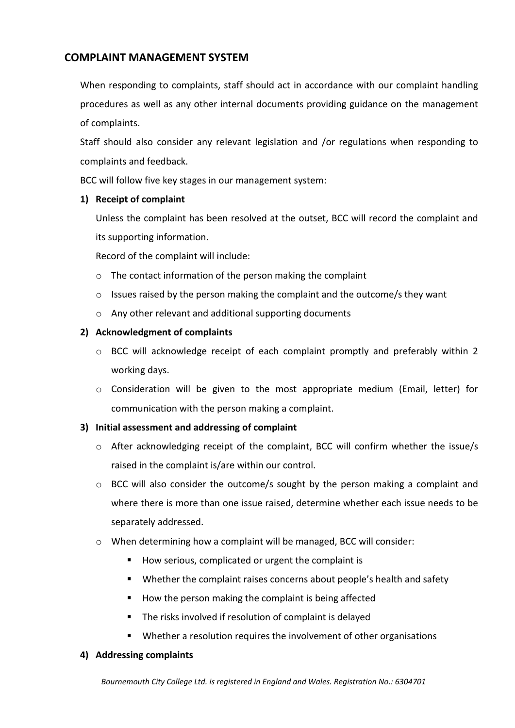## COMPLAINT MANAGEMENT SYSTEM

When responding to complaints, staff should act in accordance with our complaint handling procedures as well as any other internal documents providing guidance on the management of complaints.

Staff should also consider any relevant legislation and /or regulations when responding to complaints and feedback.

BCC will follow five key stages in our management system:

1) **Receipt of complaint**

   Unless the complaint has been resolved at the outset, BCC will record the complaint and its supporting information.

   Record of the complaint will include:

   - The contact information of the person making the complaint
   - Issues raised by the person making the complaint and the outcome/s they want
   - Any other relevant and additional supporting documents

2) **Acknowledgment of complaints**

   - BCC will acknowledge receipt of each complaint promptly and preferably within 2 working days.
   - Consideration will be given to the most appropriate medium (Email, letter) for communication with the person making a complaint.

3) **Initial assessment and addressing of complaint**

   - After acknowledging receipt of the complaint, BCC will confirm whether the issue/s raised in the complaint is/are within our control.
   - BCC will also consider the outcome/s sought by the person making a complaint and where there is more than one issue raised, determine whether each issue needs to be separately addressed.
   - When determining how a complaint will be managed, BCC will consider:
     - How serious, complicated or urgent the complaint is
     - Whether the complaint raises concerns about people's health and safety
     - How the person making the complaint is being affected
     - The risks involved if resolution of complaint is delayed
     - Whether a resolution requires the involvement of other organisations

4) **Addressing complaints**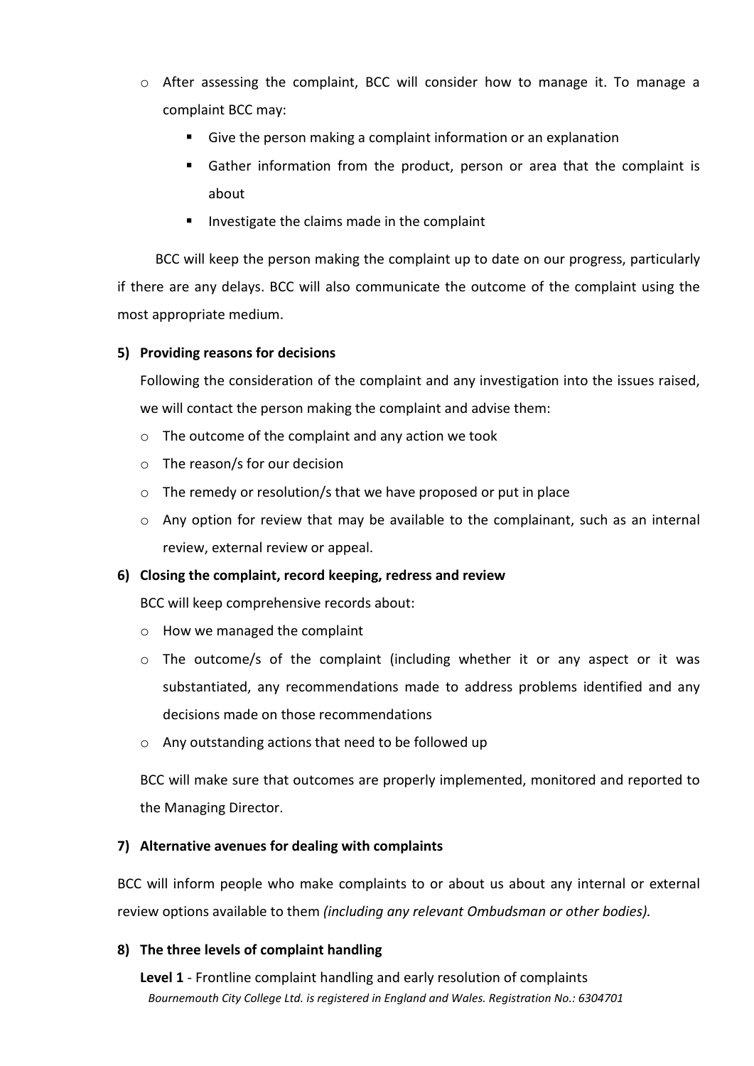- After assessing the complaint, BCC will consider how to manage it. To manage a complaint BCC may:
  - Give the person making a complaint information or an explanation
  - Gather information from the product, person or area that the complaint is about
  - Investigate the claims made in the complaint

BCC will keep the person making the complaint up to date on our progress, particularly if there are any delays. BCC will also communicate the outcome of the complaint using the most appropriate medium.

**5) Providing reasons for decisions**

Following the consideration of the complaint and any investigation into the issues raised, we will contact the person making the complaint and advise them:

- The outcome of the complaint and any action we took
- The reason/s for our decision
- The remedy or resolution/s that we have proposed or put in place
- Any option for review that may be available to the complainant, such as an internal review, external review or appeal.

**6) Closing the complaint, record keeping, redress and review**

BCC will keep comprehensive records about:

- How we managed the complaint
- The outcome/s of the complaint (including whether it or any aspect or it was substantiated, any recommendations made to address problems identified and any decisions made on those recommendations
- Any outstanding actions that need to be followed up

BCC will make sure that outcomes are properly implemented, monitored and reported to the Managing Director.

**7) Alternative avenues for dealing with complaints**

BCC will inform people who make complaints to or about us about any internal or external review options available to them *(including any relevant Ombudsman or other bodies).*

**8) The three levels of complaint handling**

**Level 1** - Frontline complaint handling and early resolution of complaints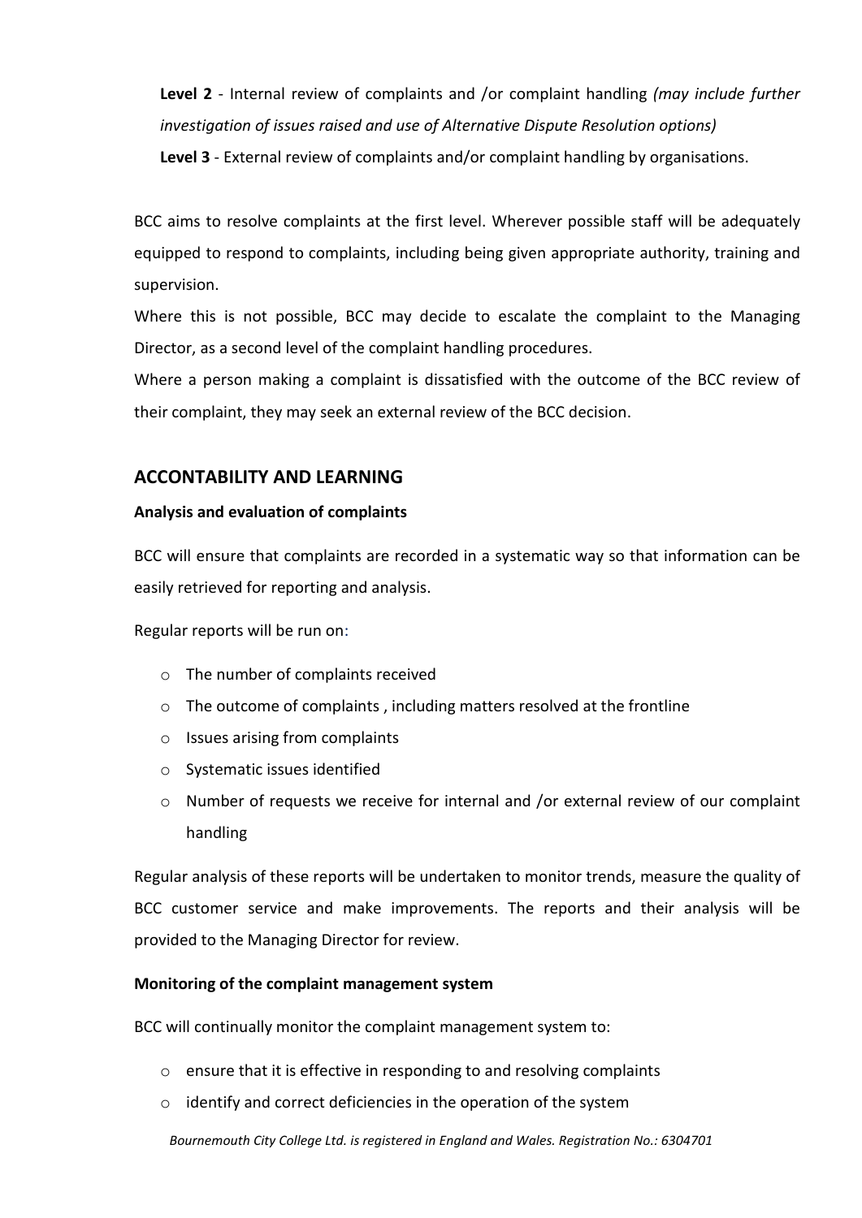**Level 2** - Internal review of complaints and /or complaint handling *(may include further investigation of issues raised and use of Alternative Dispute Resolution options)*

**Level 3** - External review of complaints and/or complaint handling by organisations.

BCC aims to resolve complaints at the first level. Wherever possible staff will be adequately equipped to respond to complaints, including being given appropriate authority, training and supervision.

Where this is not possible, BCC may decide to escalate the complaint to the Managing Director, as a second level of the complaint handling procedures.

Where a person making a complaint is dissatisfied with the outcome of the BCC review of their complaint, they may seek an external review of the BCC decision.

## ACCONTABILITY AND LEARNING

**Analysis and evaluation of complaints**

BCC will ensure that complaints are recorded in a systematic way so that information can be easily retrieved for reporting and analysis.

Regular reports will be run on:

- The number of complaints received
- The outcome of complaints , including matters resolved at the frontline
- Issues arising from complaints
- Systematic issues identified
- Number of requests we receive for internal and /or external review of our complaint handling

Regular analysis of these reports will be undertaken to monitor trends, measure the quality of BCC customer service and make improvements. The reports and their analysis will be provided to the Managing Director for review.

**Monitoring of the complaint management system**

BCC will continually monitor the complaint management system to:

- ensure that it is effective in responding to and resolving complaints
- identify and correct deficiencies in the operation of the system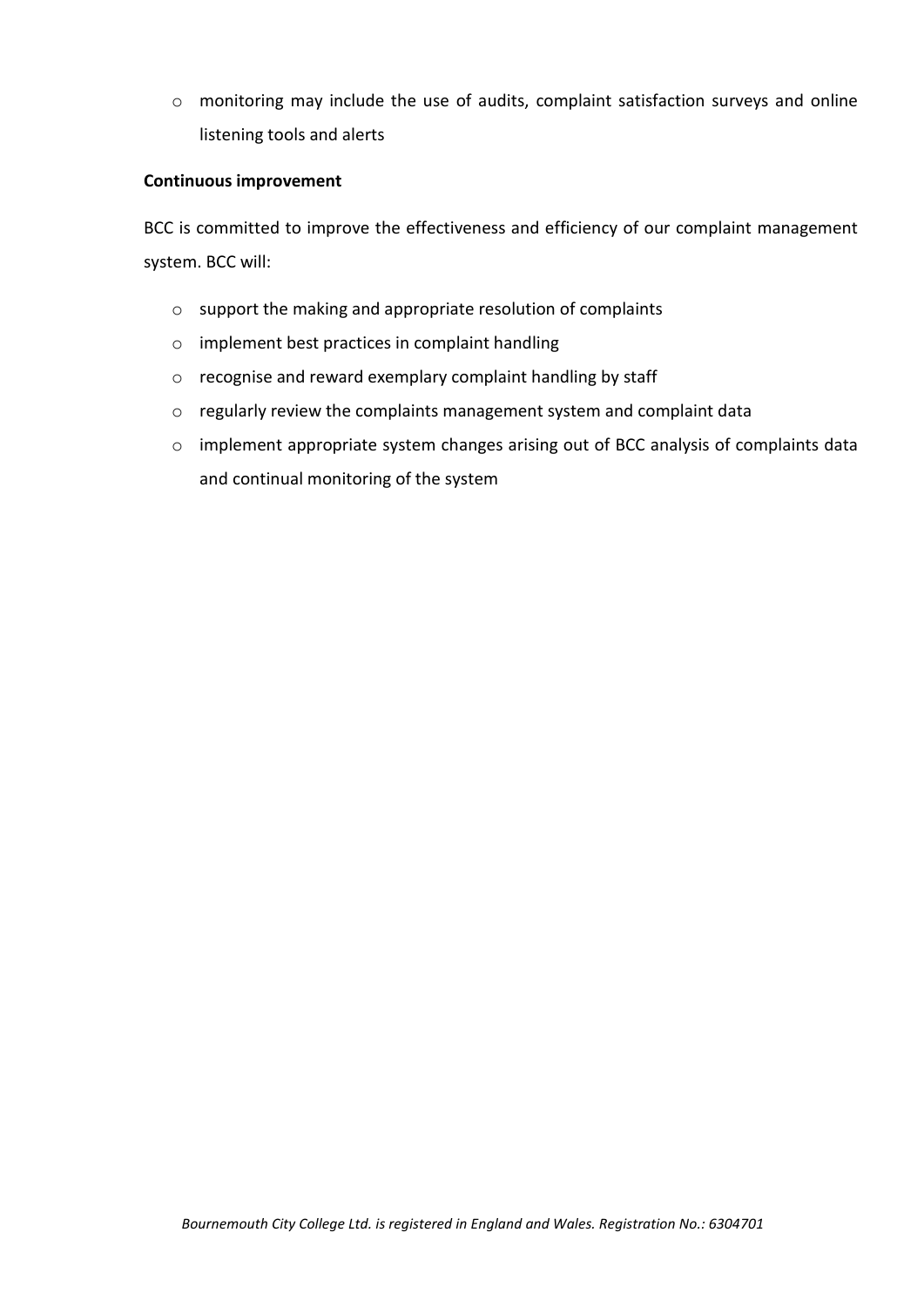- monitoring may include the use of audits, complaint satisfaction surveys and online listening tools and alerts

**Continuous improvement**

BCC is committed to improve the effectiveness and efficiency of our complaint management system. BCC will:

- support the making and appropriate resolution of complaints
- implement best practices in complaint handling
- recognise and reward exemplary complaint handling by staff
- regularly review the complaints management system and complaint data
- implement appropriate system changes arising out of BCC analysis of complaints data and continual monitoring of the system